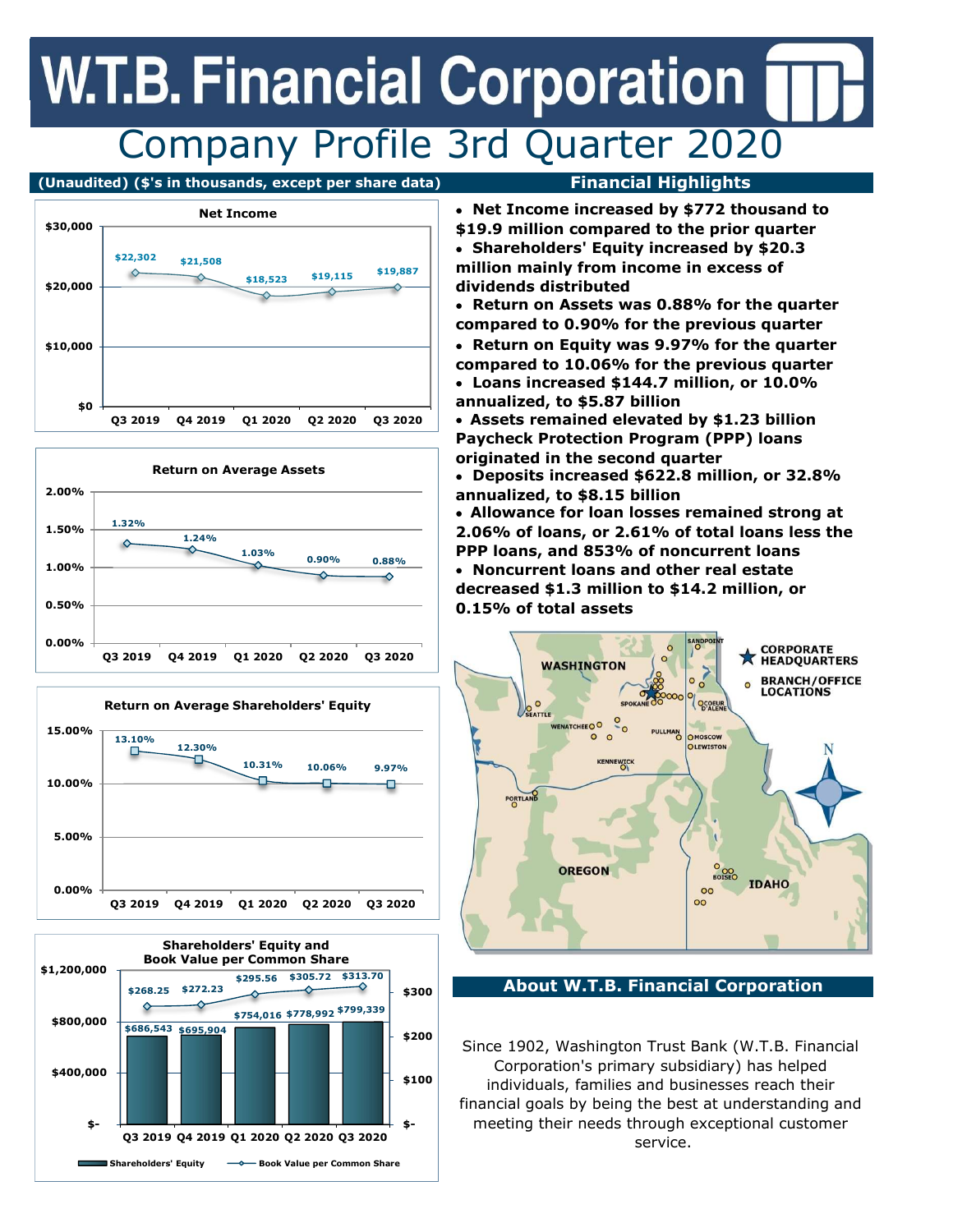# W.T.B. Financial Corporation

## Company Profile 3rd Quarter 2020

(Unaudited) ($'s in thousands, except per share data)

**Net Income**

| | Q3 2019 | Q4 2019 | Q1 2020 | Q2 2020 | Q3 2020 |
|---|---|---|---|---|---|
| Net Income | $22,302 | $21,508 | $18,523 | $19,115 | $19,887 |

**Return on Average Assets**

| | Q3 2019 | Q4 2019 | Q1 2020 | Q2 2020 | Q3 2020 |
|---|---|---|---|---|---|
| Return on Average Assets | 1.32% | 1.24% | 1.03% | 0.90% | 0.88% |

**Return on Average Shareholders' Equity**

| | Q3 2019 | Q4 2019 | Q1 2020 | Q2 2020 | Q3 2020 |
|---|---|---|---|---|---|
| Return on Average Shareholders' Equity | 13.10% | 12.30% | 10.31% | 10.06% | 9.97% |

**Shareholders' Equity and Book Value per Common Share**

| | Q3 2019 | Q4 2019 | Q1 2020 | Q2 2020 | Q3 2020 |
|---|---|---|---|---|---|
| Shareholders' Equity | $686,543 | $695,904 | $754,016 | $778,992 | $799,339 |
| Book Value per Common Share | $268.25 | $272.23 | $295.56 | $305.72 | $313.70 |

## Financial Highlights

- **Net Income increased by $772 thousand to $19.9 million compared to the prior quarter**
- **Shareholders' Equity increased by $20.3 million mainly from income in excess of dividends distributed**
- **Return on Assets was 0.88% for the quarter compared to 0.90% for the previous quarter**
- **Return on Equity was 9.97% for the quarter compared to 10.06% for the previous quarter**
- **Loans increased $144.7 million, or 10.0% annualized, to $5.87 billion**
- **Assets remained elevated by $1.23 billion Paycheck Protection Program (PPP) loans originated in the second quarter**
- **Deposits increased $622.8 million, or 32.8% annualized, to $8.15 billion**
- **Allowance for loan losses remained strong at 2.06% of loans, or 2.61% of total loans less the PPP loans, and 853% of noncurrent loans**
- **Noncurrent loans and other real estate decreased $1.3 million to $14.2 million, or 0.15% of total assets**

## About W.T.B. Financial Corporation

Since 1902, Washington Trust Bank (W.T.B. Financial Corporation's primary subsidiary) has helped individuals, families and businesses reach their financial goals by being the best at understanding and meeting their needs through exceptional customer service.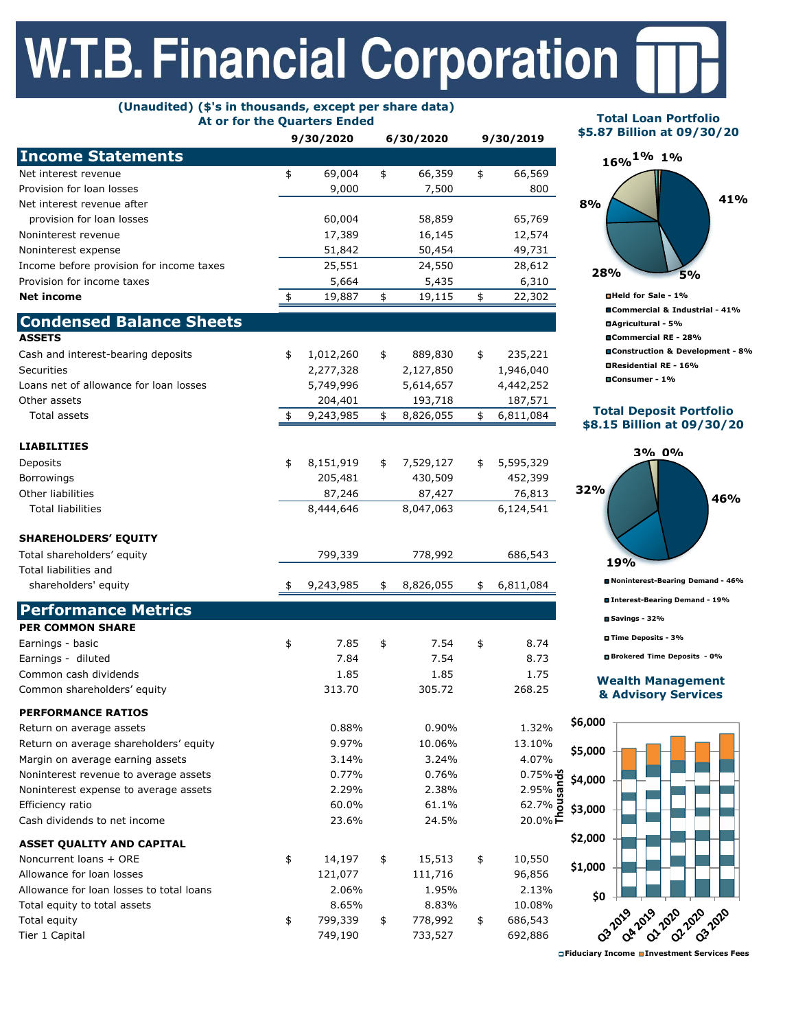# W.T.B. Financial Corporation

**(Unaudited) ($'s in thousands, except per share data)**
**At or for the Quarters Ended**

| | 9/30/2020 | 6/30/2020 | 9/30/2019 |
|---|---|---|---|
| **Income Statements** | | | |
| Net interest revenue | $ 69,004 | $ 66,359 | $ 66,569 |
| Provision for loan losses | 9,000 | 7,500 | 800 |
| Net interest revenue after provision for loan losses | 60,004 | 58,859 | 65,769 |
| Noninterest revenue | 17,389 | 16,145 | 12,574 |
| Noninterest expense | 51,842 | 50,454 | 49,731 |
| Income before provision for income taxes | 25,551 | 24,550 | 28,612 |
| Provision for income taxes | 5,664 | 5,435 | 6,310 |
| **Net income** | $ 19,887 | $ 19,115 | $ 22,302 |
| **Condensed Balance Sheets** | | | |
| **ASSETS** | | | |
| Cash and interest-bearing deposits | $ 1,012,260 | $ 889,830 | $ 235,221 |
| Securities | 2,277,328 | 2,127,850 | 1,946,040 |
| Loans net of allowance for loan losses | 5,749,996 | 5,614,657 | 4,442,252 |
| Other assets | 204,401 | 193,718 | 187,571 |
| Total assets | $ 9,243,985 | $ 8,826,055 | $ 6,811,084 |
| **LIABILITIES** | | | |
| Deposits | $ 8,151,919 | $ 7,529,127 | $ 5,595,329 |
| Borrowings | 205,481 | 430,509 | 452,399 |
| Other liabilities | 87,246 | 87,427 | 76,813 |
| Total liabilities | 8,444,646 | 8,047,063 | 6,124,541 |
| **SHAREHOLDERS' EQUITY** | | | |
| Total shareholders' equity | 799,339 | 778,992 | 686,543 |
| Total liabilities and shareholders' equity | $ 9,243,985 | $ 8,826,055 | $ 6,811,084 |
| **Performance Metrics** | | | |
| **PER COMMON SHARE** | | | |
| Earnings - basic | $ 7.85 | $ 7.54 | $ 8.74 |
| Earnings - diluted | 7.84 | 7.54 | 8.73 |
| Common cash dividends | 1.85 | 1.85 | 1.75 |
| Common shareholders' equity | 313.70 | 305.72 | 268.25 |
| **PERFORMANCE RATIOS** | | | |
| Return on average assets | 0.88% | 0.90% | 1.32% |
| Return on average shareholders' equity | 9.97% | 10.06% | 13.10% |
| Margin on average earning assets | 3.14% | 3.24% | 4.07% |
| Noninterest revenue to average assets | 0.77% | 0.76% | 0.75% |
| Noninterest expense to average assets | 2.29% | 2.38% | 2.95% |
| Efficiency ratio | 60.0% | 61.1% | 62.7% |
| Cash dividends to net income | 23.6% | 24.5% | 20.0% |
| **ASSET QUALITY AND CAPITAL** | | | |
| Noncurrent loans + ORE | $ 14,197 | $ 15,513 | $ 10,550 |
| Allowance for loan losses | 121,077 | 111,716 | 96,856 |
| Allowance for loan losses to total loans | 2.06% | 1.95% | 2.13% |
| Total equity to total assets | 8.65% | 8.83% | 10.08% |
| Total equity | $ 799,339 | $ 778,992 | $ 686,543 |
| Tier 1 Capital | 749,190 | 733,527 | 692,886 |

**Total Loan Portfolio**
**$5.87 Billion at 09/30/20**

16% 1% 1% 41% 8% 28% 5%

- Held for Sale - 1%
- Commercial & Industrial - 41%
- Agricultural - 5%
- Commercial RE - 28%
- Construction & Development - 8%
- Residential RE - 16%
- Consumer - 1%

**Total Deposit Portfolio**
**$8.15 Billion at 09/30/20**

3% 0% 32% 46% 19%

- Noninterest-Bearing Demand - 46%
- Interest-Bearing Demand - 19%
- Savings - 32%
- Time Deposits - 3%
- Brokered Time Deposits - 0%

**Wealth Management & Advisory Services**

$6,000
$5,000
$4,000
$3,000
$2,000
$1,000
$0

Thousands

Q3 2019 Q4 2019 Q1 2020 Q2 2020 Q3 2020

Fiduciary Income Investment Services Fees